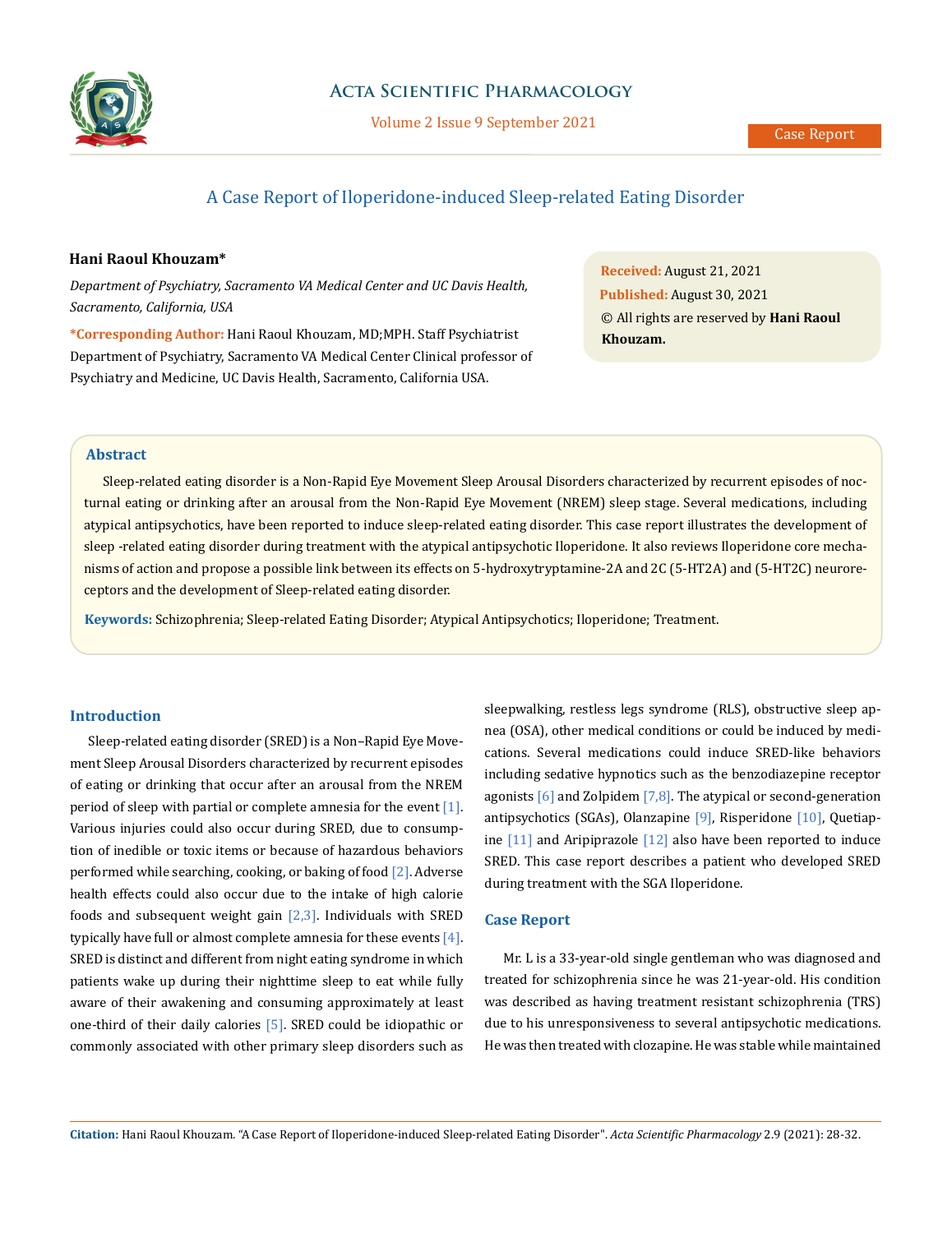# A Case Report of Iloperidone-induced Sleep-related Eating Disorder

**Hani Raoul Khouzam***

*Department of Psychiatry, Sacramento VA Medical Center and UC Davis Health, Sacramento, California, USA*

**\*Corresponding Author:** Hani Raoul Khouzam, MD;MPH. Staff Psychiatrist Department of Psychiatry, Sacramento VA Medical Center Clinical professor of Psychiatry and Medicine, UC Davis Health, Sacramento, California USA.

**Received:** August 21, 2021
**Published:** August 30, 2021
© All rights are reserved by **Hani Raoul Khouzam.**

## Abstract

Sleep-related eating disorder is a Non-Rapid Eye Movement Sleep Arousal Disorders characterized by recurrent episodes of nocturnal eating or drinking after an arousal from the Non-Rapid Eye Movement (NREM) sleep stage. Several medications, including atypical antipsychotics, have been reported to induce sleep-related eating disorder. This case report illustrates the development of sleep -related eating disorder during treatment with the atypical antipsychotic Iloperidone. It also reviews Iloperidone core mechanisms of action and propose a possible link between its effects on 5-hydroxytryptamine-2A and 2C (5-HT2A) and (5-HT2C) neuroreceptors and the development of Sleep-related eating disorder.

**Keywords:** Schizophrenia; Sleep-related Eating Disorder; Atypical Antipsychotics; Iloperidone; Treatment.

## Introduction

Sleep-related eating disorder (SRED) is a Non–Rapid Eye Movement Sleep Arousal Disorders characterized by recurrent episodes of eating or drinking that occur after an arousal from the NREM period of sleep with partial or complete amnesia for the event [1]. Various injuries could also occur during SRED, due to consumption of inedible or toxic items or because of hazardous behaviors performed while searching, cooking, or baking of food [2]. Adverse health effects could also occur due to the intake of high calorie foods and subsequent weight gain [2,3]. Individuals with SRED typically have full or almost complete amnesia for these events [4]. SRED is distinct and different from night eating syndrome in which patients wake up during their nighttime sleep to eat while fully aware of their awakening and consuming approximately at least one-third of their daily calories [5]. SRED could be idiopathic or commonly associated with other primary sleep disorders such as sleepwalking, restless legs syndrome (RLS), obstructive sleep apnea (OSA), other medical conditions or could be induced by medications. Several medications could induce SRED-like behaviors including sedative hypnotics such as the benzodiazepine receptor agonists [6] and Zolpidem [7,8]. The atypical or second-generation antipsychotics (SGAs), Olanzapine [9], Risperidone [10], Quetiapine [11] and Aripiprazole [12] also have been reported to induce SRED. This case report describes a patient who developed SRED during treatment with the SGA Iloperidone.

## Case Report

Mr. L is a 33-year-old single gentleman who was diagnosed and treated for schizophrenia since he was 21-year-old. His condition was described as having treatment resistant schizophrenia (TRS) due to his unresponsiveness to several antipsychotic medications. He was then treated with clozapine. He was stable while maintained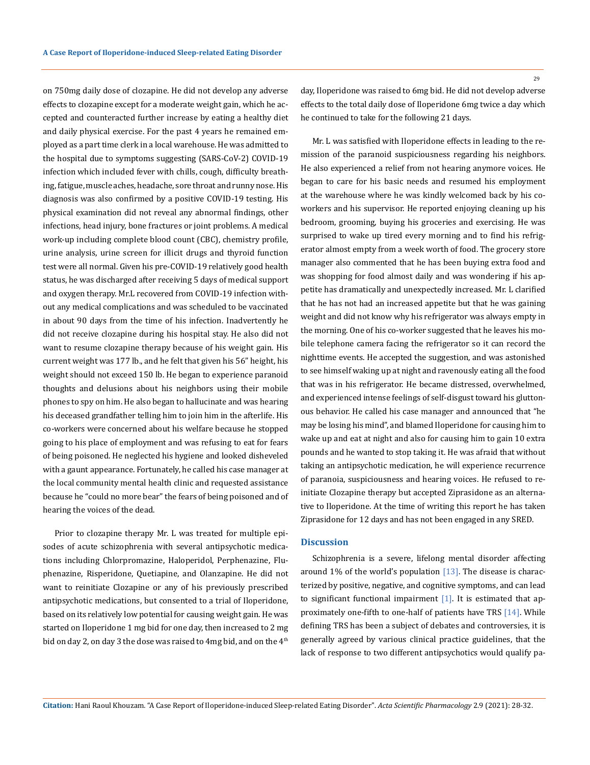on 750mg daily dose of clozapine. He did not develop any adverse effects to clozapine except for a moderate weight gain, which he accepted and counteracted further increase by eating a healthy diet and daily physical exercise. For the past 4 years he remained employed as a part time clerk in a local warehouse. He was admitted to the hospital due to symptoms suggesting (SARS-CoV-2) COVID-19 infection which included fever with chills, cough, difficulty breathing, fatigue, muscle aches, headache, sore throat and runny nose. His diagnosis was also confirmed by a positive COVID-19 testing. His physical examination did not reveal any abnormal findings, other infections, head injury, bone fractures or joint problems. A medical work-up including complete blood count (CBC), chemistry profile, urine analysis, urine screen for illicit drugs and thyroid function test were all normal. Given his pre-COVID-19 relatively good health status, he was discharged after receiving 5 days of medical support and oxygen therapy. Mr.L recovered from COVID-19 infection without any medical complications and was scheduled to be vaccinated in about 90 days from the time of his infection. Inadvertently he did not receive clozapine during his hospital stay. He also did not want to resume clozapine therapy because of his weight gain. His current weight was 177 lb., and he felt that given his 56" height, his weight should not exceed 150 lb. He began to experience paranoid thoughts and delusions about his neighbors using their mobile phones to spy on him. He also began to hallucinate and was hearing his deceased grandfather telling him to join him in the afterlife. His co-workers were concerned about his welfare because he stopped going to his place of employment and was refusing to eat for fears of being poisoned. He neglected his hygiene and looked disheveled with a gaunt appearance. Fortunately, he called his case manager at the local community mental health clinic and requested assistance because he "could no more bear" the fears of being poisoned and of hearing the voices of the dead.

Prior to clozapine therapy Mr. L was treated for multiple episodes of acute schizophrenia with several antipsychotic medications including Chlorpromazine, Haloperidol, Perphenazine, Fluphenazine, Risperidone, Quetiapine, and Olanzapine. He did not want to reinitiate Clozapine or any of his previously prescribed antipsychotic medications, but consented to a trial of Iloperidone, based on its relatively low potential for causing weight gain. He was started on Iloperidone 1 mg bid for one day, then increased to 2 mg bid on day 2, on day 3 the dose was raised to 4mg bid, and on the 4th day, Iloperidone was raised to 6mg bid. He did not develop adverse effects to the total daily dose of Iloperidone 6mg twice a day which he continued to take for the following 21 days.

Mr. L was satisfied with Iloperidone effects in leading to the remission of the paranoid suspiciousness regarding his neighbors. He also experienced a relief from not hearing anymore voices. He began to care for his basic needs and resumed his employment at the warehouse where he was kindly welcomed back by his coworkers and his supervisor. He reported enjoying cleaning up his bedroom, grooming, buying his groceries and exercising. He was surprised to wake up tired every morning and to find his refrigerator almost empty from a week worth of food. The grocery store manager also commented that he has been buying extra food and was shopping for food almost daily and was wondering if his appetite has dramatically and unexpectedly increased. Mr. L clarified that he has not had an increased appetite but that he was gaining weight and did not know why his refrigerator was always empty in the morning. One of his co-worker suggested that he leaves his mobile telephone camera facing the refrigerator so it can record the nighttime events. He accepted the suggestion, and was astonished to see himself waking up at night and ravenously eating all the food that was in his refrigerator. He became distressed, overwhelmed, and experienced intense feelings of self-disgust toward his gluttonous behavior. He called his case manager and announced that "he may be losing his mind", and blamed Iloperidone for causing him to wake up and eat at night and also for causing him to gain 10 extra pounds and he wanted to stop taking it. He was afraid that without taking an antipsychotic medication, he will experience recurrence of paranoia, suspiciousness and hearing voices. He refused to reinitiate Clozapine therapy but accepted Ziprasidone as an alternative to Iloperidone. At the time of writing this report he has taken Ziprasidone for 12 days and has not been engaged in any SRED.

## Discussion

Schizophrenia is a severe, lifelong mental disorder affecting around 1% of the world's population [13]. The disease is characterized by positive, negative, and cognitive symptoms, and can lead to significant functional impairment [1]. It is estimated that approximately one-fifth to one-half of patients have TRS [14]. While defining TRS has been a subject of debates and controversies, it is generally agreed by various clinical practice guidelines, that the lack of response to two different antipsychotics would qualify pa-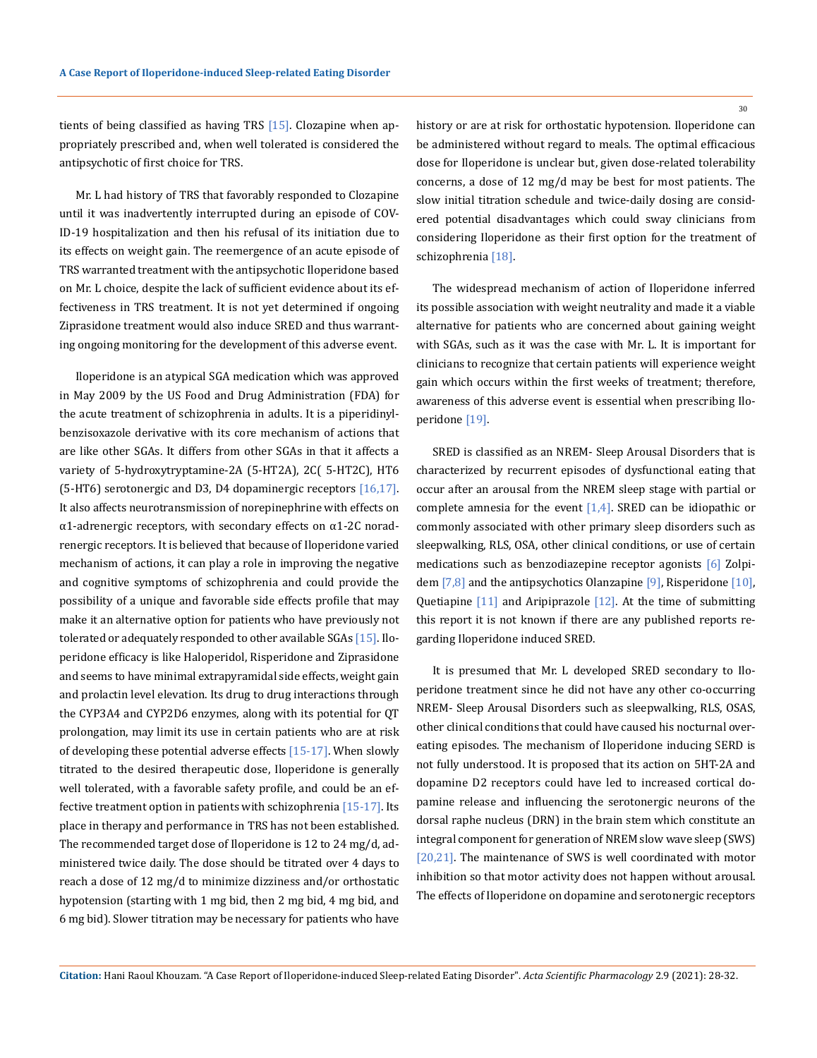tients of being classified as having TRS [15]. Clozapine when appropriately prescribed and, when well tolerated is considered the antipsychotic of first choice for TRS.

Mr. L had history of TRS that favorably responded to Clozapine until it was inadvertently interrupted during an episode of COVID-19 hospitalization and then his refusal of its initiation due to its effects on weight gain. The reemergence of an acute episode of TRS warranted treatment with the antipsychotic Iloperidone based on Mr. L choice, despite the lack of sufficient evidence about its effectiveness in TRS treatment. It is not yet determined if ongoing Ziprasidone treatment would also induce SRED and thus warranting ongoing monitoring for the development of this adverse event.

Iloperidone is an atypical SGA medication which was approved in May 2009 by the US Food and Drug Administration (FDA) for the acute treatment of schizophrenia in adults. It is a piperidinylbenzisoxazole derivative with its core mechanism of actions that are like other SGAs. It differs from other SGAs in that it affects a variety of 5-hydroxytryptamine-2A (5-HT2A), 2C( 5-HT2C), HT6 (5-HT6) serotonergic and D3, D4 dopaminergic receptors [16,17]. It also affects neurotransmission of norepinephrine with effects on α1-adrenergic receptors, with secondary effects on α1-2C noradrenergic receptors. It is believed that because of Iloperidone varied mechanism of actions, it can play a role in improving the negative and cognitive symptoms of schizophrenia and could provide the possibility of a unique and favorable side effects profile that may make it an alternative option for patients who have previously not tolerated or adequately responded to other available SGAs [15]. Iloperidone efficacy is like Haloperidol, Risperidone and Ziprasidone and seems to have minimal extrapyramidal side effects, weight gain and prolactin level elevation. Its drug to drug interactions through the CYP3A4 and CYP2D6 enzymes, along with its potential for QT prolongation, may limit its use in certain patients who are at risk of developing these potential adverse effects [15-17]. When slowly titrated to the desired therapeutic dose, Iloperidone is generally well tolerated, with a favorable safety profile, and could be an effective treatment option in patients with schizophrenia [15-17]. Its place in therapy and performance in TRS has not been established. The recommended target dose of Iloperidone is 12 to 24 mg/d, administered twice daily. The dose should be titrated over 4 days to reach a dose of 12 mg/d to minimize dizziness and/or orthostatic hypotension (starting with 1 mg bid, then 2 mg bid, 4 mg bid, and 6 mg bid). Slower titration may be necessary for patients who have history or are at risk for orthostatic hypotension. Iloperidone can be administered without regard to meals. The optimal efficacious dose for Iloperidone is unclear but, given dose-related tolerability concerns, a dose of 12 mg/d may be best for most patients. The slow initial titration schedule and twice-daily dosing are considered potential disadvantages which could sway clinicians from considering Iloperidone as their first option for the treatment of schizophrenia [18].

The widespread mechanism of action of Iloperidone inferred its possible association with weight neutrality and made it a viable alternative for patients who are concerned about gaining weight with SGAs, such as it was the case with Mr. L. It is important for clinicians to recognize that certain patients will experience weight gain which occurs within the first weeks of treatment; therefore, awareness of this adverse event is essential when prescribing Iloperidone [19].

SRED is classified as an NREM- Sleep Arousal Disorders that is characterized by recurrent episodes of dysfunctional eating that occur after an arousal from the NREM sleep stage with partial or complete amnesia for the event [1,4]. SRED can be idiopathic or commonly associated with other primary sleep disorders such as sleepwalking, RLS, OSA, other clinical conditions, or use of certain medications such as benzodiazepine receptor agonists [6] Zolpidem [7,8] and the antipsychotics Olanzapine [9], Risperidone [10], Quetiapine [11] and Aripiprazole [12]. At the time of submitting this report it is not known if there are any published reports regarding Iloperidone induced SRED.

It is presumed that Mr. L developed SRED secondary to Iloperidone treatment since he did not have any other co-occurring NREM- Sleep Arousal Disorders such as sleepwalking, RLS, OSAS, other clinical conditions that could have caused his nocturnal overeating episodes. The mechanism of Iloperidone inducing SERD is not fully understood. It is proposed that its action on 5HT-2A and dopamine D2 receptors could have led to increased cortical dopamine release and influencing the serotonergic neurons of the dorsal raphe nucleus (DRN) in the brain stem which constitute an integral component for generation of NREM slow wave sleep (SWS) [20,21]. The maintenance of SWS is well coordinated with motor inhibition so that motor activity does not happen without arousal. The effects of Iloperidone on dopamine and serotonergic receptors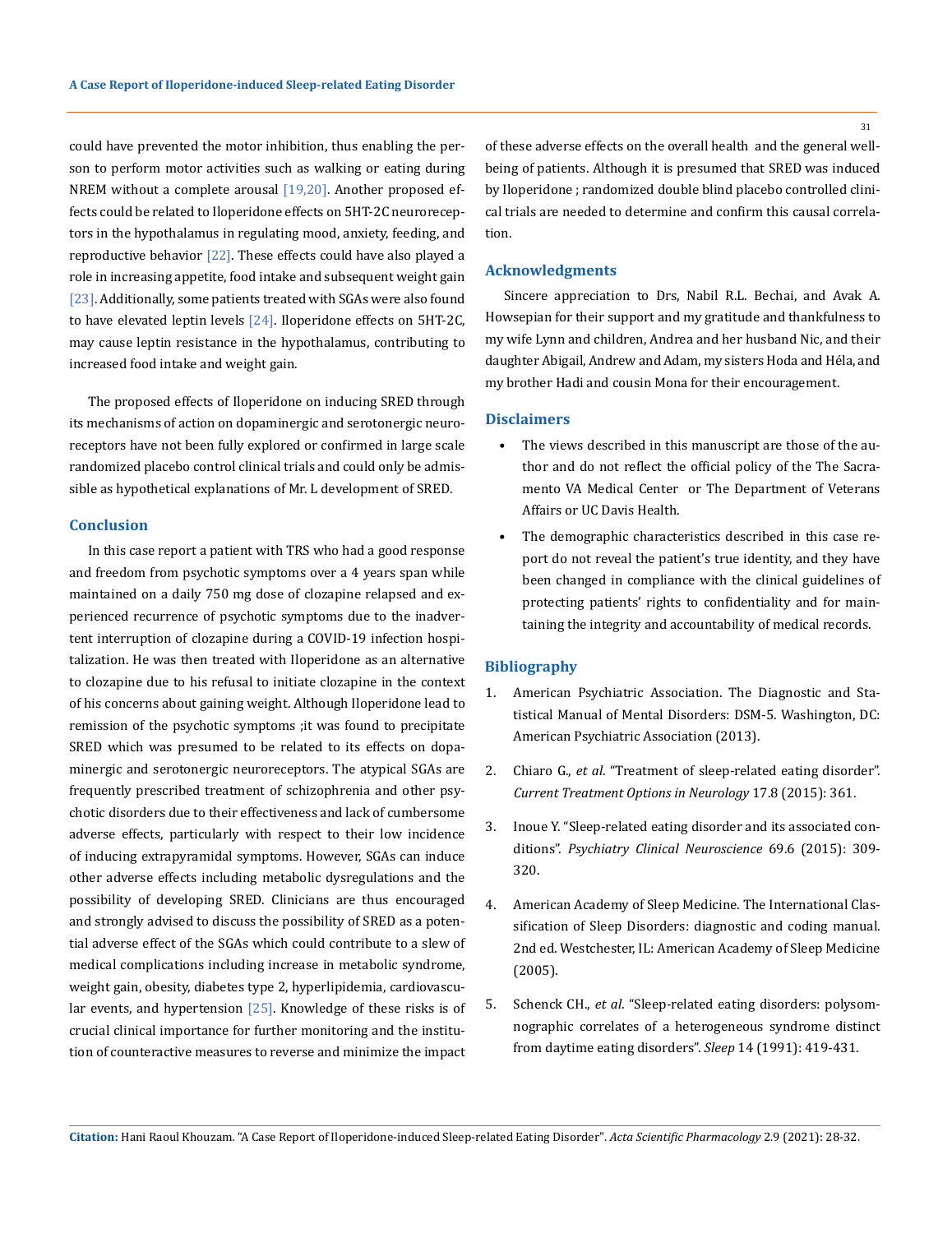could have prevented the motor inhibition, thus enabling the person to perform motor activities such as walking or eating during NREM without a complete arousal [19,20]. Another proposed effects could be related to Iloperidone effects on 5HT-2C neuroreceptors in the hypothalamus in regulating mood, anxiety, feeding, and reproductive behavior [22]. These effects could have also played a role in increasing appetite, food intake and subsequent weight gain [23]. Additionally, some patients treated with SGAs were also found to have elevated leptin levels [24]. Iloperidone effects on 5HT-2C, may cause leptin resistance in the hypothalamus, contributing to increased food intake and weight gain.

The proposed effects of Iloperidone on inducing SRED through its mechanisms of action on dopaminergic and serotonergic neuroreceptors have not been fully explored or confirmed in large scale randomized placebo control clinical trials and could only be admissible as hypothetical explanations of Mr. L development of SRED.

## Conclusion

In this case report a patient with TRS who had a good response and freedom from psychotic symptoms over a 4 years span while maintained on a daily 750 mg dose of clozapine relapsed and experienced recurrence of psychotic symptoms due to the inadvertent interruption of clozapine during a COVID-19 infection hospitalization. He was then treated with Iloperidone as an alternative to clozapine due to his refusal to initiate clozapine in the context of his concerns about gaining weight. Although Iloperidone lead to remission of the psychotic symptoms ;it was found to precipitate SRED which was presumed to be related to its effects on dopaminergic and serotonergic neuroreceptors. The atypical SGAs are frequently prescribed treatment of schizophrenia and other psychotic disorders due to their effectiveness and lack of cumbersome adverse effects, particularly with respect to their low incidence of inducing extrapyramidal symptoms. However, SGAs can induce other adverse effects including metabolic dysregulations and the possibility of developing SRED. Clinicians are thus encouraged and strongly advised to discuss the possibility of SRED as a potential adverse effect of the SGAs which could contribute to a slew of medical complications including increase in metabolic syndrome, weight gain, obesity, diabetes type 2, hyperlipidemia, cardiovascular events, and hypertension [25]. Knowledge of these risks is of crucial clinical importance for further monitoring and the institution of counteractive measures to reverse and minimize the impact of these adverse effects on the overall health and the general well-being of patients. Although it is presumed that SRED was induced by Iloperidone ; randomized double blind placebo controlled clinical trials are needed to determine and confirm this causal correlation.

## Acknowledgments

Sincere appreciation to Drs, Nabil R.L. Bechai, and Avak A. Howsepian for their support and my gratitude and thankfulness to my wife Lynn and children, Andrea and her husband Nic, and their daughter Abigail, Andrew and Adam, my sisters Hoda and Héla, and my brother Hadi and cousin Mona for their encouragement.

## Disclaimers

- The views described in this manuscript are those of the author and do not reflect the official policy of the The Sacramento VA Medical Center or The Department of Veterans Affairs or UC Davis Health.
- The demographic characteristics described in this case report do not reveal the patient's true identity, and they have been changed in compliance with the clinical guidelines of protecting patients' rights to confidentiality and for maintaining the integrity and accountability of medical records.

## Bibliography

1. American Psychiatric Association. The Diagnostic and Statistical Manual of Mental Disorders: DSM-5. Washington, DC: American Psychiatric Association (2013).
2. Chiaro G., *et al*. "Treatment of sleep-related eating disorder". *Current Treatment Options in Neurology* 17.8 (2015): 361.
3. Inoue Y. "Sleep-related eating disorder and its associated conditions". *Psychiatry Clinical Neuroscience* 69.6 (2015): 309-320.
4. American Academy of Sleep Medicine. The International Classification of Sleep Disorders: diagnostic and coding manual. 2nd ed. Westchester, IL: American Academy of Sleep Medicine (2005).
5. Schenck CH., *et al*. "Sleep-related eating disorders: polysomnographic correlates of a heterogeneous syndrome distinct from daytime eating disorders". *Sleep* 14 (1991): 419-431.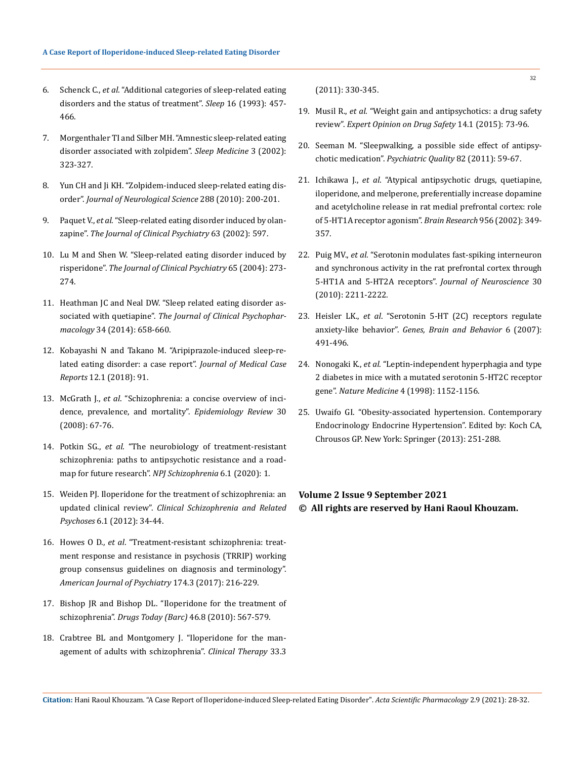6. Schenck C., *et al*. "Additional categories of sleep-related eating disorders and the status of treatment". *Sleep* 16 (1993): 457-466.

7. Morgenthaler TI and Silber MH. "Amnestic sleep-related eating disorder associated with zolpidem". *Sleep Medicine* 3 (2002): 323-327.

8. Yun CH and Ji KH. "Zolpidem-induced sleep-related eating disorder". *Journal of Neurological Science* 288 (2010): 200-201.

9. Paquet V., *et al*. "Sleep-related eating disorder induced by olanzapine". *The Journal of Clinical Psychiatry* 63 (2002): 597.

10. Lu M and Shen W. "Sleep-related eating disorder induced by risperidone". *The Journal of Clinical Psychiatry* 65 (2004): 273-274.

11. Heathman JC and Neal DW. "Sleep related eating disorder associated with quetiapine". *The Journal of Clinical Psychopharmacology* 34 (2014): 658-660.

12. Kobayashi N and Takano M. "Aripiprazole-induced sleep-related eating disorder: a case report". *Journal of Medical Case Reports* 12.1 (2018): 91.

13. McGrath J., *et al*. "Schizophrenia: a concise overview of incidence, prevalence, and mortality". *Epidemiology Review* 30 (2008): 67-76.

14. Potkin SG., *et al*. "The neurobiology of treatment-resistant schizophrenia: paths to antipsychotic resistance and a roadmap for future research". *NPJ Schizophrenia* 6.1 (2020): 1.

15. Weiden PJ. Iloperidone for the treatment of schizophrenia: an updated clinical review". *Clinical Schizophrenia and Related Psychoses* 6.1 (2012): 34-44.

16. Howes O D., *et al*. "Treatment-resistant schizophrenia: treatment response and resistance in psychosis (TRRIP) working group consensus guidelines on diagnosis and terminology". *American Journal of Psychiatry* 174.3 (2017): 216-229.

17. Bishop JR and Bishop DL. "Iloperidone for the treatment of schizophrenia". *Drugs Today (Barc)* 46.8 (2010): 567-579.

18. Crabtree BL and Montgomery J. "Iloperidone for the management of adults with schizophrenia". *Clinical Therapy* 33.3 (2011): 330-345.

19. Musil R., *et al*. "Weight gain and antipsychotics: a drug safety review". *Expert Opinion on Drug Safety* 14.1 (2015): 73-96.

20. Seeman M. "Sleepwalking, a possible side effect of antipsychotic medication". *Psychiatric Quality* 82 (2011): 59-67.

21. Ichikawa J., *et al*. "Atypical antipsychotic drugs, quetiapine, iloperidone, and melperone, preferentially increase dopamine and acetylcholine release in rat medial prefrontal cortex: role of 5-HT1A receptor agonism". *Brain Research* 956 (2002): 349-357.

22. Puig MV., *et al*. "Serotonin modulates fast-spiking interneuron and synchronous activity in the rat prefrontal cortex through 5-HT1A and 5-HT2A receptors". *Journal of Neuroscience* 30 (2010): 2211-2222.

23. Heisler LK., *et al*. "Serotonin 5-HT (2C) receptors regulate anxiety-like behavior". *Genes, Brain and Behavior* 6 (2007): 491-496.

24. Nonogaki K., *et al*. "Leptin-independent hyperphagia and type 2 diabetes in mice with a mutated serotonin 5-HT2C receptor gene". *Nature Medicine* 4 (1998): 1152-1156.

25. Uwaifo GI. "Obesity-associated hypertension. Contemporary Endocrinology Endocrine Hypertension". Edited by: Koch CA, Chrousos GP. New York: Springer (2013): 251-288.

**Volume 2 Issue 9 September 2021**
**© All rights are reserved by Hani Raoul Khouzam.**